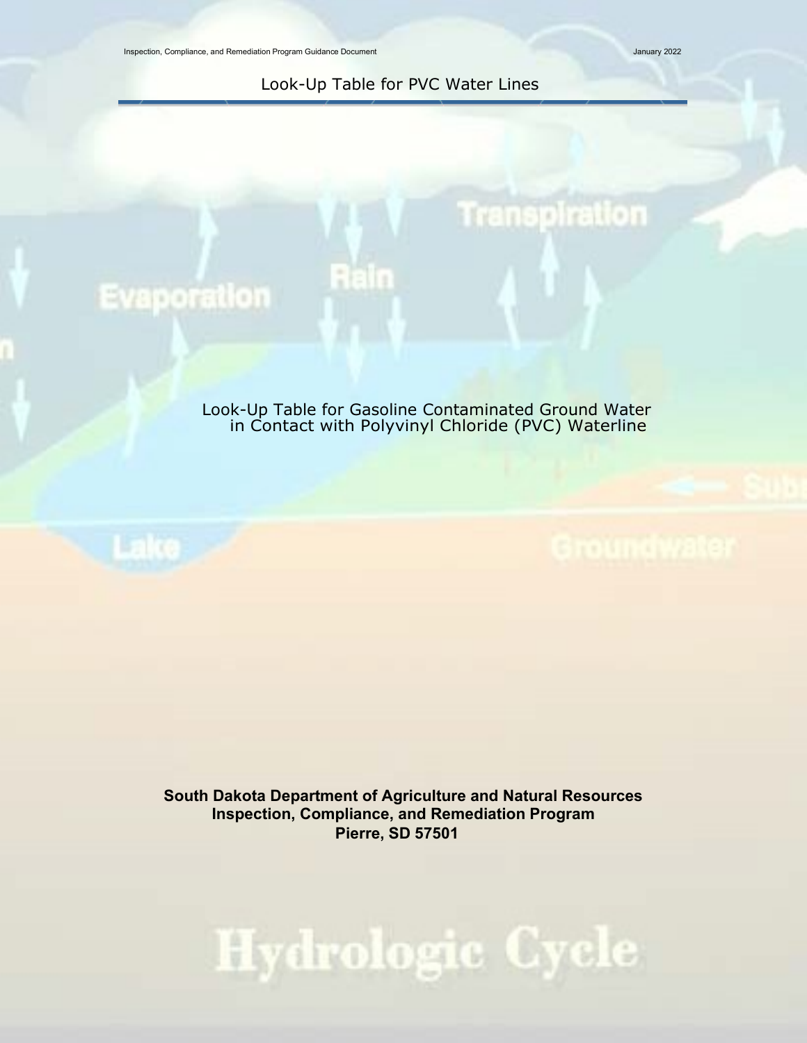# Look-Up Table for PVC Water Lines

Look-Up Table for Gasoline Contaminated Ground Water in Contact with Polyvinyl Chloride (PVC) Waterline

**South Dakota Department of Agriculture and Natural Resources**
**Inspection, Compliance, and Remediation Program**
**Pierre, SD 57501**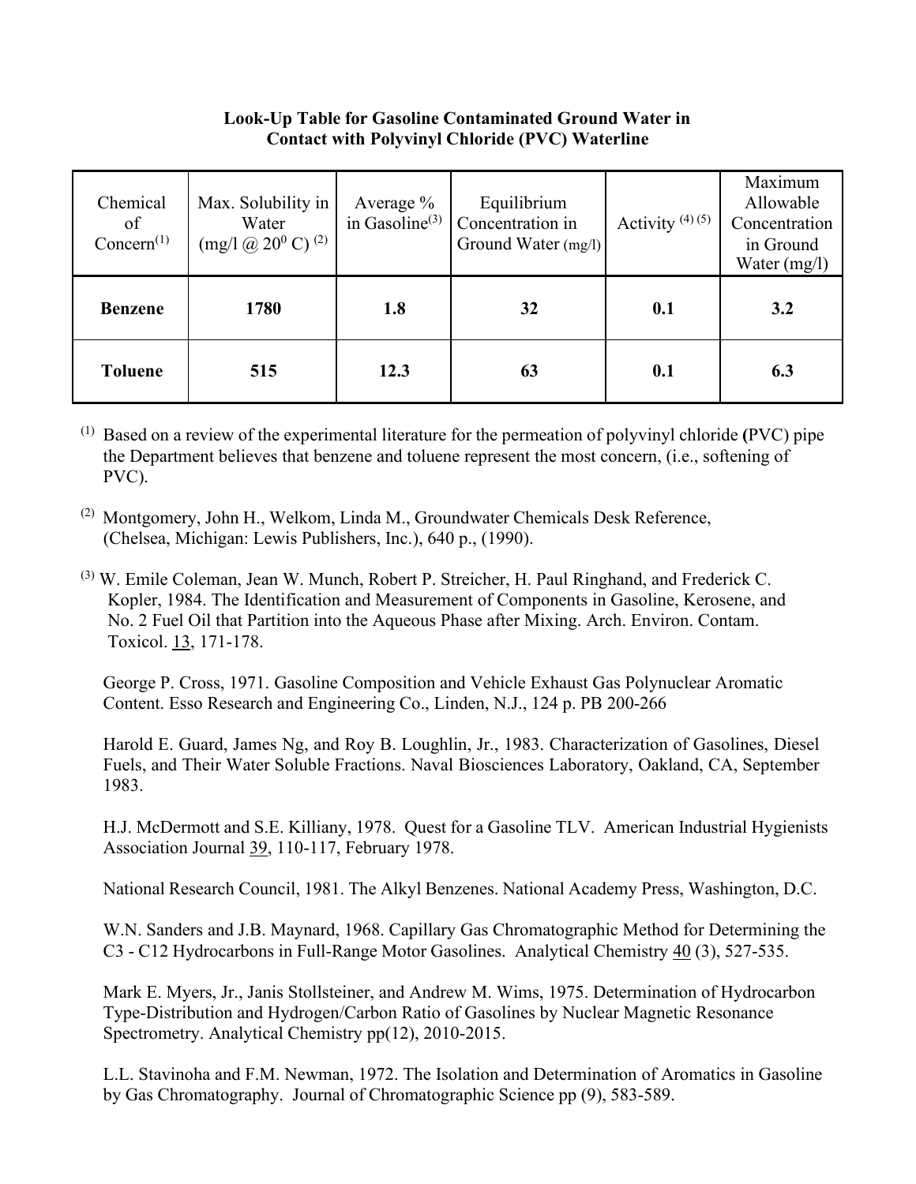**Look-Up Table for Gasoline Contaminated Ground Water in Contact with Polyvinyl Chloride (PVC) Waterline**

| Chemical of Concern[1] | Max. Solubility in Water (mg/l @ $20^0$ C) [2] | Average % in Gasoline[3] | Equilibrium Concentration in Ground Water (mg/l) | Activity [4] [5] | Maximum Allowable Concentration in Ground Water (mg/l) |
|---|---|---|---|---|---|
| **Benzene** | **1780** | **1.8** | **32** | **0.1** | **3.2** |
| **Toluene** | **515** | **12.3** | **63** | **0.1** | **6.3** |

[1] Based on a review of the experimental literature for the permeation of polyvinyl chloride **(**PVC) pipe the Department believes that benzene and toluene represent the most concern, (i.e., softening of PVC).

[2] Montgomery, John H., Welkom, Linda M., Groundwater Chemicals Desk Reference, (Chelsea, Michigan: Lewis Publishers, Inc.), 640 p., (1990).

[3] W. Emile Coleman, Jean W. Munch, Robert P. Streicher, H. Paul Ringhand, and Frederick C. Kopler, 1984. The Identification and Measurement of Components in Gasoline, Kerosene, and No. 2 Fuel Oil that Partition into the Aqueous Phase after Mixing. Arch. Environ. Contam. Toxicol. 13, 171-178.

George P. Cross, 1971. Gasoline Composition and Vehicle Exhaust Gas Polynuclear Aromatic Content. Esso Research and Engineering Co., Linden, N.J., 124 p. PB 200-266

Harold E. Guard, James Ng, and Roy B. Loughlin, Jr., 1983. Characterization of Gasolines, Diesel Fuels, and Their Water Soluble Fractions. Naval Biosciences Laboratory, Oakland, CA, September 1983.

H.J. McDermott and S.E. Killiany, 1978. Quest for a Gasoline TLV. American Industrial Hygienists Association Journal 39, 110-117, February 1978.

National Research Council, 1981. The Alkyl Benzenes. National Academy Press, Washington, D.C.

W.N. Sanders and J.B. Maynard, 1968. Capillary Gas Chromatographic Method for Determining the C3 - C12 Hydrocarbons in Full-Range Motor Gasolines. Analytical Chemistry 40 (3), 527-535.

Mark E. Myers, Jr., Janis Stollsteiner, and Andrew M. Wims, 1975. Determination of Hydrocarbon Type-Distribution and Hydrogen/Carbon Ratio of Gasolines by Nuclear Magnetic Resonance Spectrometry. Analytical Chemistry pp(12), 2010-2015.

L.L. Stavinoha and F.M. Newman, 1972. The Isolation and Determination of Aromatics in Gasoline by Gas Chromatography. Journal of Chromatographic Science pp (9), 583-589.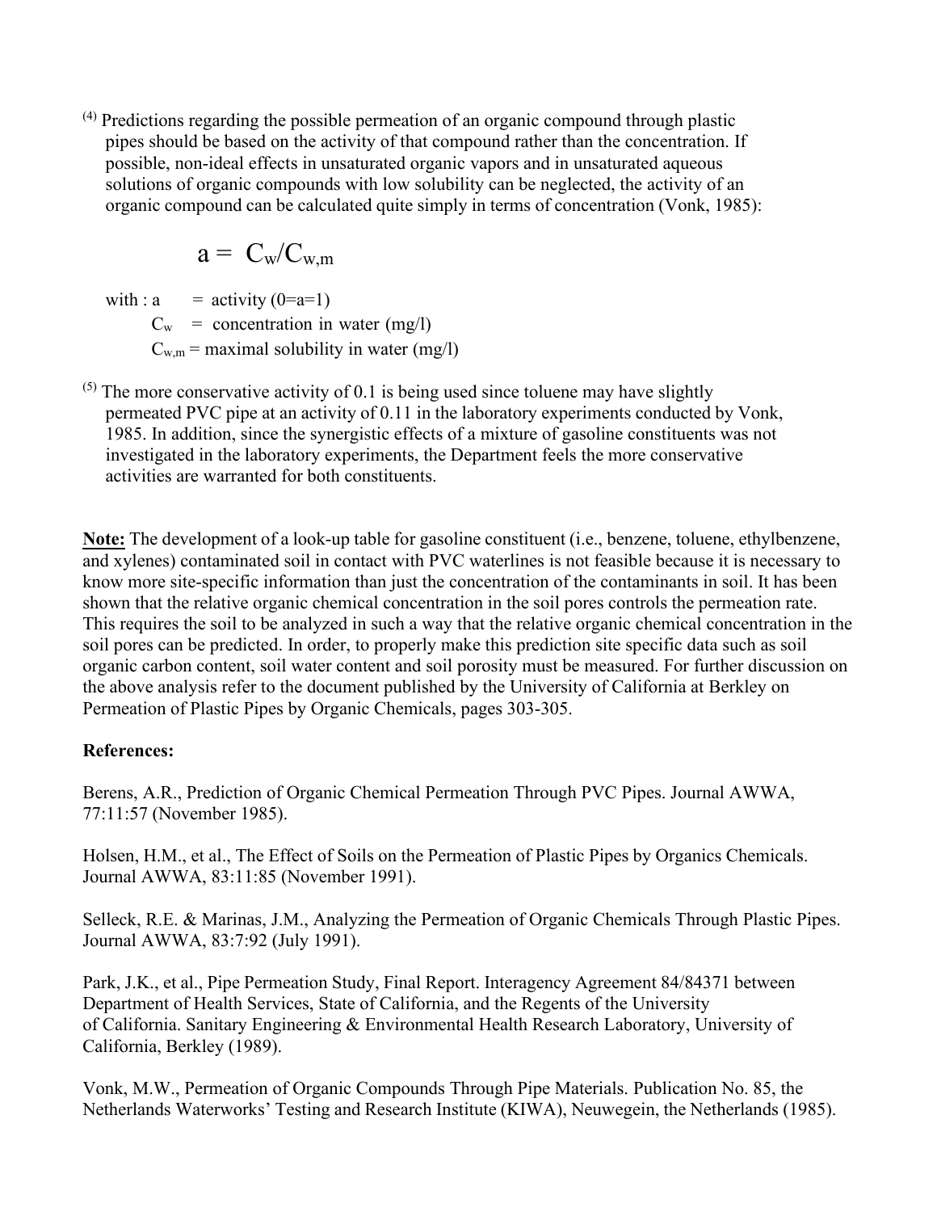[4] Predictions regarding the possible permeation of an organic compound through plastic pipes should be based on the activity of that compound rather than the concentration. If possible, non-ideal effects in unsaturated organic vapors and in unsaturated aqueous solutions of organic compounds with low solubility can be neglected, the activity of an organic compound can be calculated quite simply in terms of concentration (Vonk, 1985):

$$a = C_w / C_{w,m}$$

with : $a$ = activity (0=a=1)
$C_w$ = concentration in water (mg/l)
$C_{w,m}$ = maximal solubility in water (mg/l)

[5] The more conservative activity of 0.1 is being used since toluene may have slightly permeated PVC pipe at an activity of 0.11 in the laboratory experiments conducted by Vonk, 1985. In addition, since the synergistic effects of a mixture of gasoline constituents was not investigated in the laboratory experiments, the Department feels the more conservative activities are warranted for both constituents.

**Note:** The development of a look-up table for gasoline constituent (i.e., benzene, toluene, ethylbenzene, and xylenes) contaminated soil in contact with PVC waterlines is not feasible because it is necessary to know more site-specific information than just the concentration of the contaminants in soil. It has been shown that the relative organic chemical concentration in the soil pores controls the permeation rate. This requires the soil to be analyzed in such a way that the relative organic chemical concentration in the soil pores can be predicted. In order, to properly make this prediction site specific data such as soil organic carbon content, soil water content and soil porosity must be measured. For further discussion on the above analysis refer to the document published by the University of California at Berkley on Permeation of Plastic Pipes by Organic Chemicals, pages 303-305.

**References:**

Berens, A.R., Prediction of Organic Chemical Permeation Through PVC Pipes. Journal AWWA, 77:11:57 (November 1985).

Holsen, H.M., et al., The Effect of Soils on the Permeation of Plastic Pipes by Organics Chemicals. Journal AWWA, 83:11:85 (November 1991).

Selleck, R.E. & Marinas, J.M., Analyzing the Permeation of Organic Chemicals Through Plastic Pipes. Journal AWWA, 83:7:92 (July 1991).

Park, J.K., et al., Pipe Permeation Study, Final Report. Interagency Agreement 84/84371 between Department of Health Services, State of California, and the Regents of the University of California. Sanitary Engineering & Environmental Health Research Laboratory, University of California, Berkley (1989).

Vonk, M.W., Permeation of Organic Compounds Through Pipe Materials. Publication No. 85, the Netherlands Waterworks' Testing and Research Institute (KIWA), Neuwegein, the Netherlands (1985).